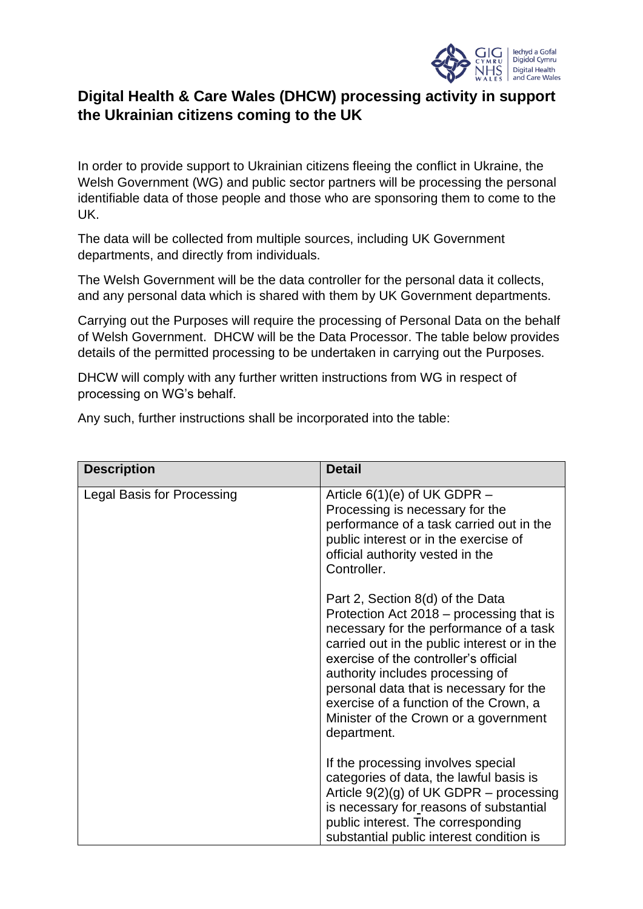# Digital Health & Care Wales (DHCW) processing activity in support the Ukrainian citizens coming to the UK

In order to provide support to Ukrainian citizens fleeing the conflict in Ukraine, the Welsh Government (WG) and public sector partners will be processing the personal identifiable data of those people and those who are sponsoring them to come to the UK.

The data will be collected from multiple sources, including UK Government departments, and directly from individuals.

The Welsh Government will be the data controller for the personal data it collects, and any personal data which is shared with them by UK Government departments.

Carrying out the Purposes will require the processing of Personal Data on the behalf of Welsh Government. DHCW will be the Data Processor. The table below provides details of the permitted processing to be undertaken in carrying out the Purposes.

DHCW will comply with any further written instructions from WG in respect of processing on WG's behalf.

Any such, further instructions shall be incorporated into the table:

| Description | Detail |
|---|---|
| Legal Basis for Processing | Article 6(1)(e) of UK GDPR – Processing is necessary for the performance of a task carried out in the public interest or in the exercise of official authority vested in the Controller.<br><br>Part 2, Section 8(d) of the Data Protection Act 2018 – processing that is necessary for the performance of a task carried out in the public interest or in the exercise of the controller's official authority includes processing of personal data that is necessary for the exercise of a function of the Crown, a Minister of the Crown or a government department.<br><br>If the processing involves special categories of data, the lawful basis is Article 9(2)(g) of UK GDPR – processing is necessary for reasons of substantial public interest. The corresponding substantial public interest condition is |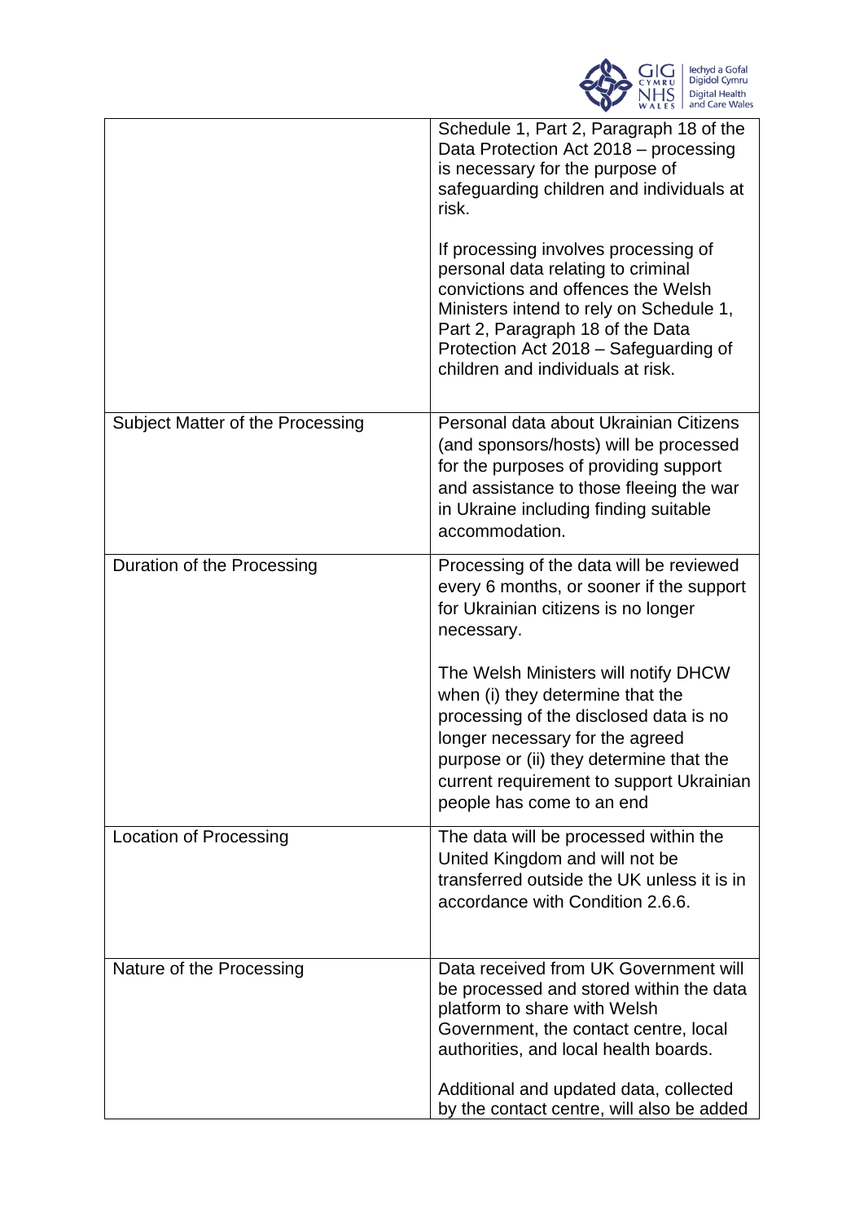| | |
|---|---|
| | Schedule 1, Part 2, Paragraph 18 of the Data Protection Act 2018 – processing is necessary for the purpose of safeguarding children and individuals at risk.<br><br>If processing involves processing of personal data relating to criminal convictions and offences the Welsh Ministers intend to rely on Schedule 1, Part 2, Paragraph 18 of the Data Protection Act 2018 – Safeguarding of children and individuals at risk. |
| Subject Matter of the Processing | Personal data about Ukrainian Citizens (and sponsors/hosts) will be processed for the purposes of providing support and assistance to those fleeing the war in Ukraine including finding suitable accommodation. |
| Duration of the Processing | Processing of the data will be reviewed every 6 months, or sooner if the support for Ukrainian citizens is no longer necessary.<br><br>The Welsh Ministers will notify DHCW when (i) they determine that the processing of the disclosed data is no longer necessary for the agreed purpose or (ii) they determine that the current requirement to support Ukrainian people has come to an end |
| Location of Processing | The data will be processed within the United Kingdom and will not be transferred outside the UK unless it is in accordance with Condition 2.6.6. |
| Nature of the Processing | Data received from UK Government will be processed and stored within the data platform to share with Welsh Government, the contact centre, local authorities, and local health boards.<br><br>Additional and updated data, collected by the contact centre, will also be added |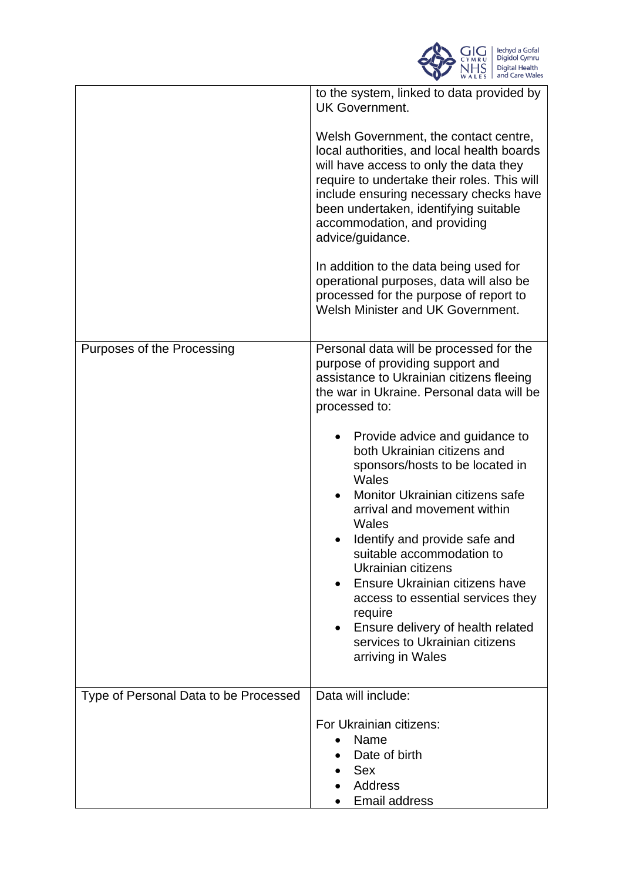| | |
|---|---|
| | to the system, linked to data provided by UK Government.<br><br>Welsh Government, the contact centre, local authorities, and local health boards will have access to only the data they require to undertake their roles. This will include ensuring necessary checks have been undertaken, identifying suitable accommodation, and providing advice/guidance.<br><br>In addition to the data being used for operational purposes, data will also be processed for the purpose of report to Welsh Minister and UK Government. |
| Purposes of the Processing | Personal data will be processed for the purpose of providing support and assistance to Ukrainian citizens fleeing the war in Ukraine. Personal data will be processed to:<br><br>• Provide advice and guidance to both Ukrainian citizens and sponsors/hosts to be located in Wales<br>• Monitor Ukrainian citizens safe arrival and movement within Wales<br>• Identify and provide safe and suitable accommodation to Ukrainian citizens<br>• Ensure Ukrainian citizens have access to essential services they require<br>• Ensure delivery of health related services to Ukrainian citizens arriving in Wales |
| Type of Personal Data to be Processed | Data will include:<br><br>For Ukrainian citizens:<br>• Name<br>• Date of birth<br>• Sex<br>• Address<br>• Email address |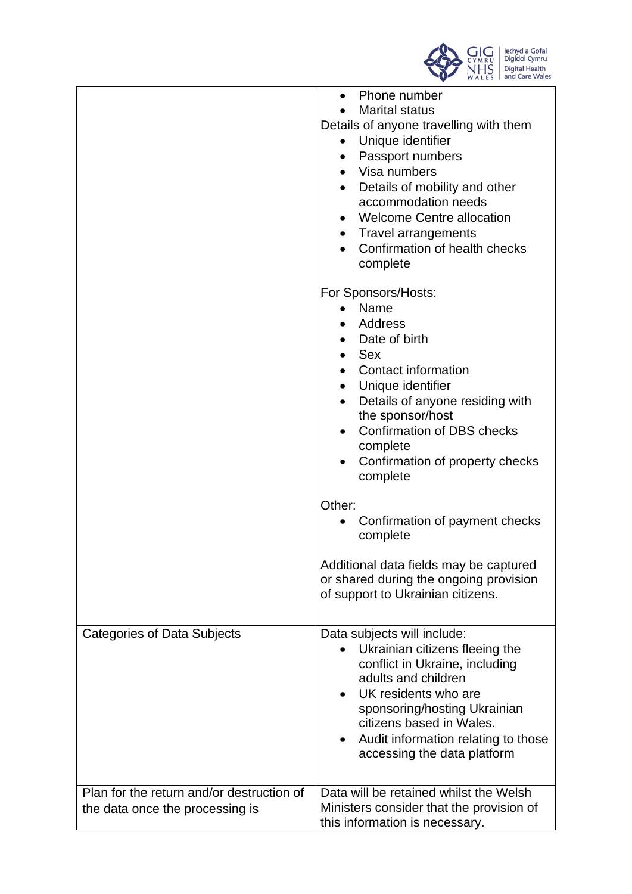| | |
|---|---|
| | • Phone number<br>• Marital status<br>Details of anyone travelling with them<br>• Unique identifier<br>• Passport numbers<br>• Visa numbers<br>• Details of mobility and other accommodation needs<br>• Welcome Centre allocation<br>• Travel arrangements<br>• Confirmation of health checks complete<br><br>For Sponsors/Hosts:<br>• Name<br>• Address<br>• Date of birth<br>• Sex<br>• Contact information<br>• Unique identifier<br>• Details of anyone residing with the sponsor/host<br>• Confirmation of DBS checks complete<br>• Confirmation of property checks complete<br><br>Other:<br>• Confirmation of payment checks complete<br><br>Additional data fields may be captured or shared during the ongoing provision of support to Ukrainian citizens. |
| Categories of Data Subjects | Data subjects will include:<br>• Ukrainian citizens fleeing the conflict in Ukraine, including adults and children<br>• UK residents who are sponsoring/hosting Ukrainian citizens based in Wales.<br>• Audit information relating to those accessing the data platform |
| Plan for the return and/or destruction of the data once the processing is | Data will be retained whilst the Welsh Ministers consider that the provision of this information is necessary. |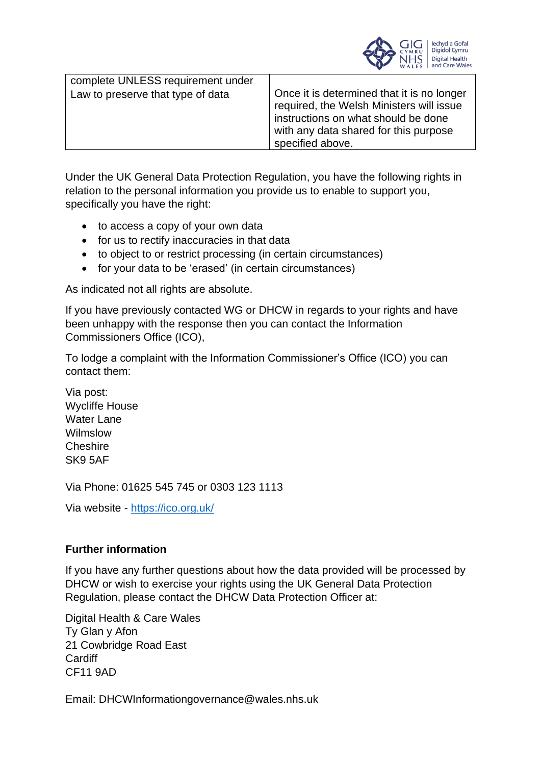| | |
|---|---|
| complete UNLESS requirement under Law to preserve that type of data | Once it is determined that it is no longer required, the Welsh Ministers will issue instructions on what should be done with any data shared for this purpose specified above. |

Under the UK General Data Protection Regulation, you have the following rights in relation to the personal information you provide us to enable to support you, specifically you have the right:

- to access a copy of your own data
- for us to rectify inaccuracies in that data
- to object to or restrict processing (in certain circumstances)
- for your data to be 'erased' (in certain circumstances)

As indicated not all rights are absolute.

If you have previously contacted WG or DHCW in regards to your rights and have been unhappy with the response then you can contact the Information Commissioners Office (ICO),

To lodge a complaint with the Information Commissioner's Office (ICO) you can contact them:

Via post:
Wycliffe House
Water Lane
Wilmslow
Cheshire
SK9 5AF

Via Phone: 01625 545 745 or 0303 123 1113

Via website - https://ico.org.uk/

**Further information**

If you have any further questions about how the data provided will be processed by DHCW or wish to exercise your rights using the UK General Data Protection Regulation, please contact the DHCW Data Protection Officer at:

Digital Health & Care Wales
Ty Glan y Afon
21 Cowbridge Road East
Cardiff
CF11 9AD

Email: DHCWInformationgovernance@wales.nhs.uk